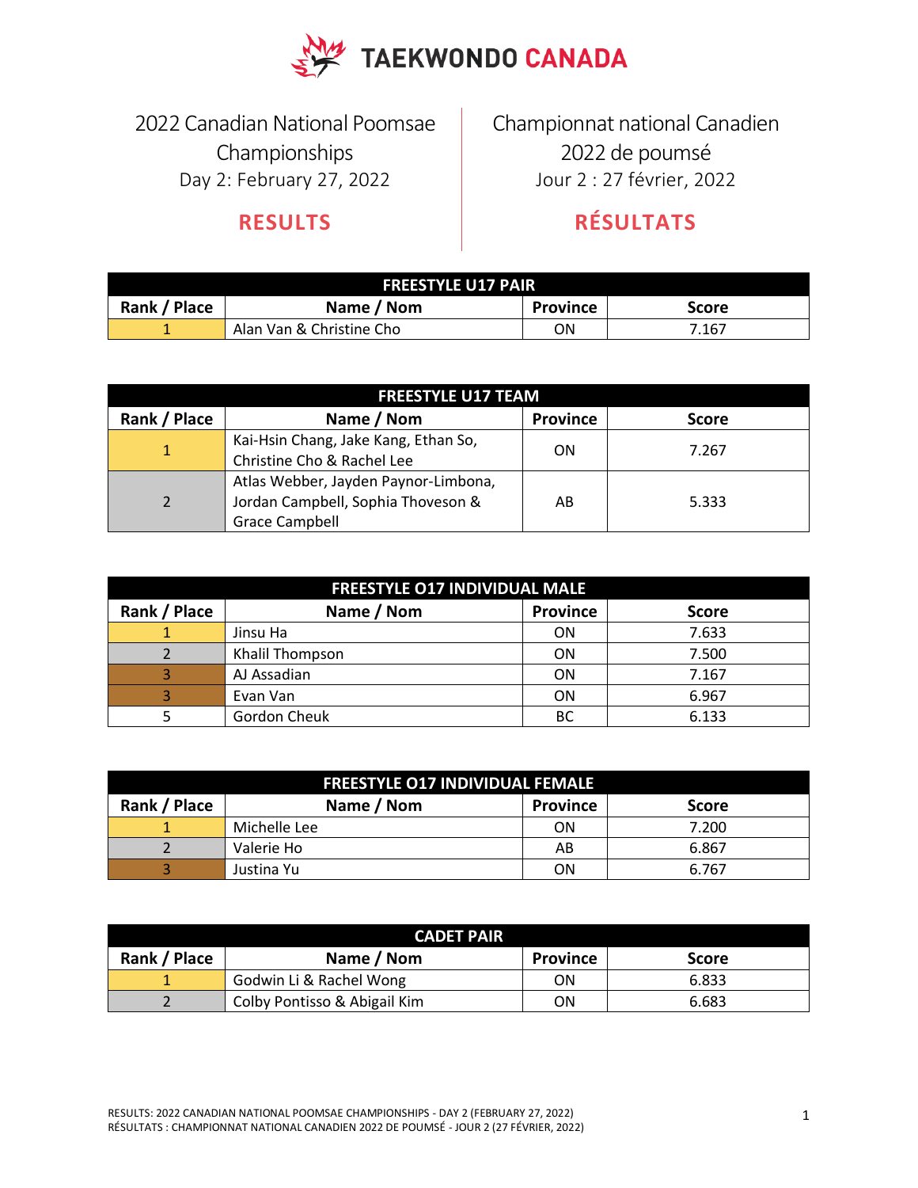# TAEKWONDO CANADA

2022 Canadian National Poomsae Championships
Day 2: February 27, 2022

## RESULTS

Championnat national Canadien 2022 de poumsé
Jour 2 : 27 février, 2022

## RÉSULTATS

| FREESTYLE U17 PAIR | | | |
|---|---|---|---|
| **Rank / Place** | **Name / Nom** | **Province** | **Score** |
| 1 | Alan Van & Christine Cho | ON | 7.167 |

| FREESTYLE U17 TEAM | | | |
|---|---|---|---|
| **Rank / Place** | **Name / Nom** | **Province** | **Score** |
| 1 | Kai-Hsin Chang, Jake Kang, Ethan So, Christine Cho & Rachel Lee | ON | 7.267 |
| 2 | Atlas Webber, Jayden Paynor-Limbona, Jordan Campbell, Sophia Thoveson & Grace Campbell | AB | 5.333 |

| FREESTYLE O17 INDIVIDUAL MALE | | | |
|---|---|---|---|
| **Rank / Place** | **Name / Nom** | **Province** | **Score** |
| 1 | Jinsu Ha | ON | 7.633 |
| 2 | Khalil Thompson | ON | 7.500 |
| 3 | AJ Assadian | ON | 7.167 |
| 3 | Evan Van | ON | 6.967 |
| 5 | Gordon Cheuk | BC | 6.133 |

| FREESTYLE O17 INDIVIDUAL FEMALE | | | |
|---|---|---|---|
| **Rank / Place** | **Name / Nom** | **Province** | **Score** |
| 1 | Michelle Lee | ON | 7.200 |
| 2 | Valerie Ho | AB | 6.867 |
| 3 | Justina Yu | ON | 6.767 |

| CADET PAIR | | | |
|---|---|---|---|
| **Rank / Place** | **Name / Nom** | **Province** | **Score** |
| 1 | Godwin Li & Rachel Wong | ON | 6.833 |
| 2 | Colby Pontisso & Abigail Kim | ON | 6.683 |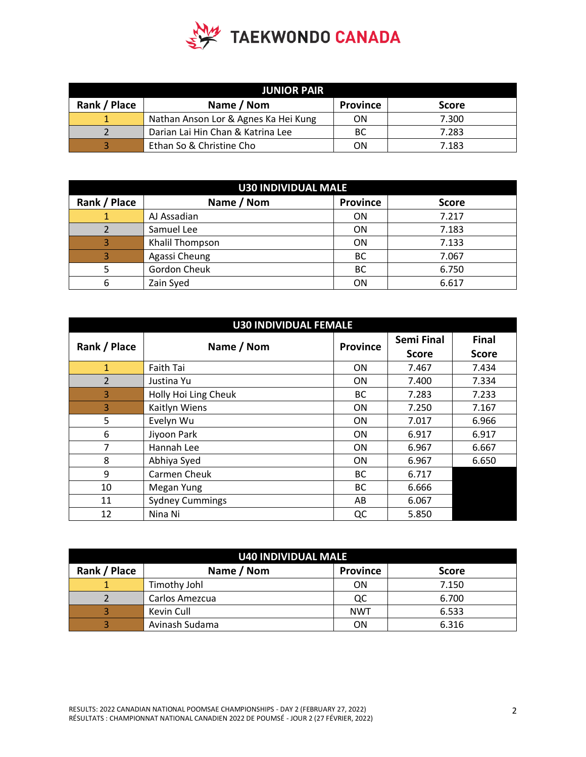## JUNIOR PAIR

| Rank / Place | Name / Nom | Province | Score |
|---|---|---|---|
| 1 | Nathan Anson Lor & Agnes Ka Hei Kung | ON | 7.300 |
| 2 | Darian Lai Hin Chan & Katrina Lee | BC | 7.283 |
| 3 | Ethan So & Christine Cho | ON | 7.183 |

## U30 INDIVIDUAL MALE

| Rank / Place | Name / Nom | Province | Score |
|---|---|---|---|
| 1 | AJ Assadian | ON | 7.217 |
| 2 | Samuel Lee | ON | 7.183 |
| 3 | Khalil Thompson | ON | 7.133 |
| 3 | Agassi Cheung | BC | 7.067 |
| 5 | Gordon Cheuk | BC | 6.750 |
| 6 | Zain Syed | ON | 6.617 |

## U30 INDIVIDUAL FEMALE

| Rank / Place | Name / Nom | Province | Semi Final Score | Final Score |
|---|---|---|---|---|
| 1 | Faith Tai | ON | 7.467 | 7.434 |
| 2 | Justina Yu | ON | 7.400 | 7.334 |
| 3 | Holly Hoi Ling Cheuk | BC | 7.283 | 7.233 |
| 3 | Kaitlyn Wiens | ON | 7.250 | 7.167 |
| 5 | Evelyn Wu | ON | 7.017 | 6.966 |
| 6 | Jiyoon Park | ON | 6.917 | 6.917 |
| 7 | Hannah Lee | ON | 6.967 | 6.667 |
| 8 | Abhiya Syed | ON | 6.967 | 6.650 |
| 9 | Carmen Cheuk | BC | 6.717 | |
| 10 | Megan Yung | BC | 6.666 | |
| 11 | Sydney Cummings | AB | 6.067 | |
| 12 | Nina Ni | QC | 5.850 | |

## U40 INDIVIDUAL MALE

| Rank / Place | Name / Nom | Province | Score |
|---|---|---|---|
| 1 | Timothy Johl | ON | 7.150 |
| 2 | Carlos Amezcua | QC | 6.700 |
| 3 | Kevin Cull | NWT | 6.533 |
| 3 | Avinash Sudama | ON | 6.316 |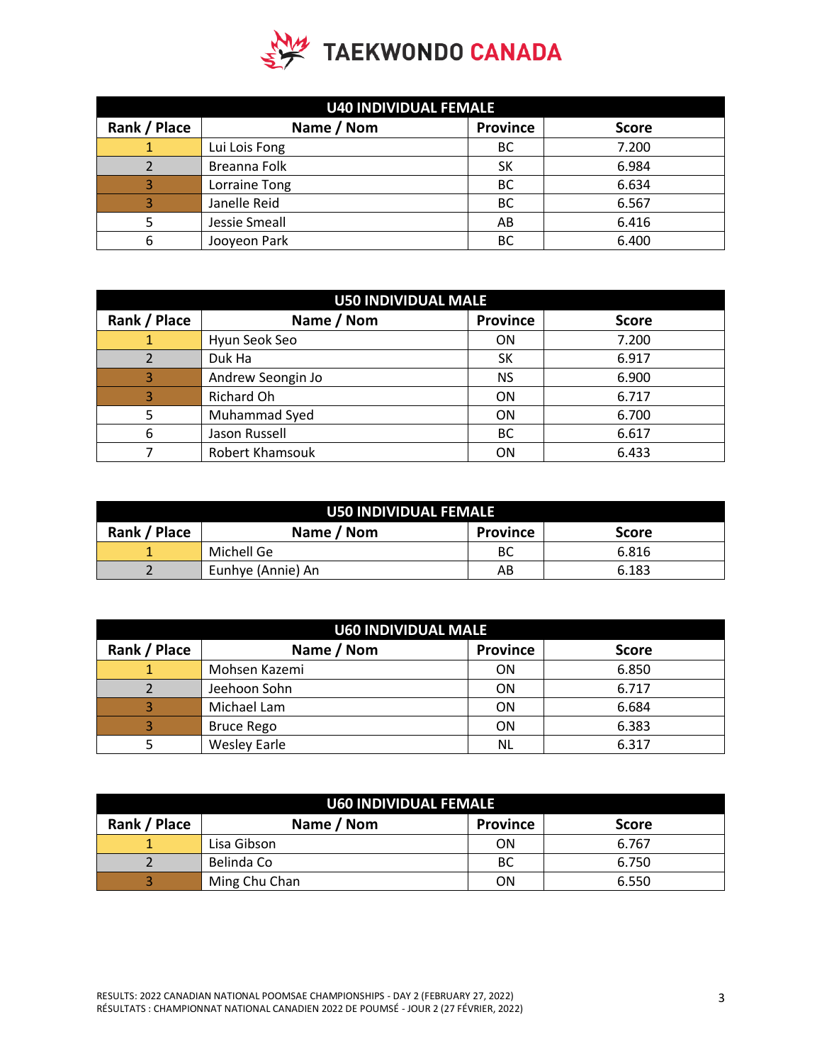**TAEKWONDO CANADA**

| U40 INDIVIDUAL FEMALE | | | |
|---|---|---|---|
| Rank / Place | Name / Nom | Province | Score |
| 1 | Lui Lois Fong | BC | 7.200 |
| 2 | Breanna Folk | SK | 6.984 |
| 3 | Lorraine Tong | BC | 6.634 |
| 3 | Janelle Reid | BC | 6.567 |
| 5 | Jessie Smeall | AB | 6.416 |
| 6 | Jooyeon Park | BC | 6.400 |

| U50 INDIVIDUAL MALE | | | |
|---|---|---|---|
| Rank / Place | Name / Nom | Province | Score |
| 1 | Hyun Seok Seo | ON | 7.200 |
| 2 | Duk Ha | SK | 6.917 |
| 3 | Andrew Seongin Jo | NS | 6.900 |
| 3 | Richard Oh | ON | 6.717 |
| 5 | Muhammad Syed | ON | 6.700 |
| 6 | Jason Russell | BC | 6.617 |
| 7 | Robert Khamsouk | ON | 6.433 |

| U50 INDIVIDUAL FEMALE | | | |
|---|---|---|---|
| Rank / Place | Name / Nom | Province | Score |
| 1 | Michell Ge | BC | 6.816 |
| 2 | Eunhye (Annie) An | AB | 6.183 |

| U60 INDIVIDUAL MALE | | | |
|---|---|---|---|
| Rank / Place | Name / Nom | Province | Score |
| 1 | Mohsen Kazemi | ON | 6.850 |
| 2 | Jeehoon Sohn | ON | 6.717 |
| 3 | Michael Lam | ON | 6.684 |
| 3 | Bruce Rego | ON | 6.383 |
| 5 | Wesley Earle | NL | 6.317 |

| U60 INDIVIDUAL FEMALE | | | |
|---|---|---|---|
| Rank / Place | Name / Nom | Province | Score |
| 1 | Lisa Gibson | ON | 6.767 |
| 2 | Belinda Co | BC | 6.750 |
| 3 | Ming Chu Chan | ON | 6.550 |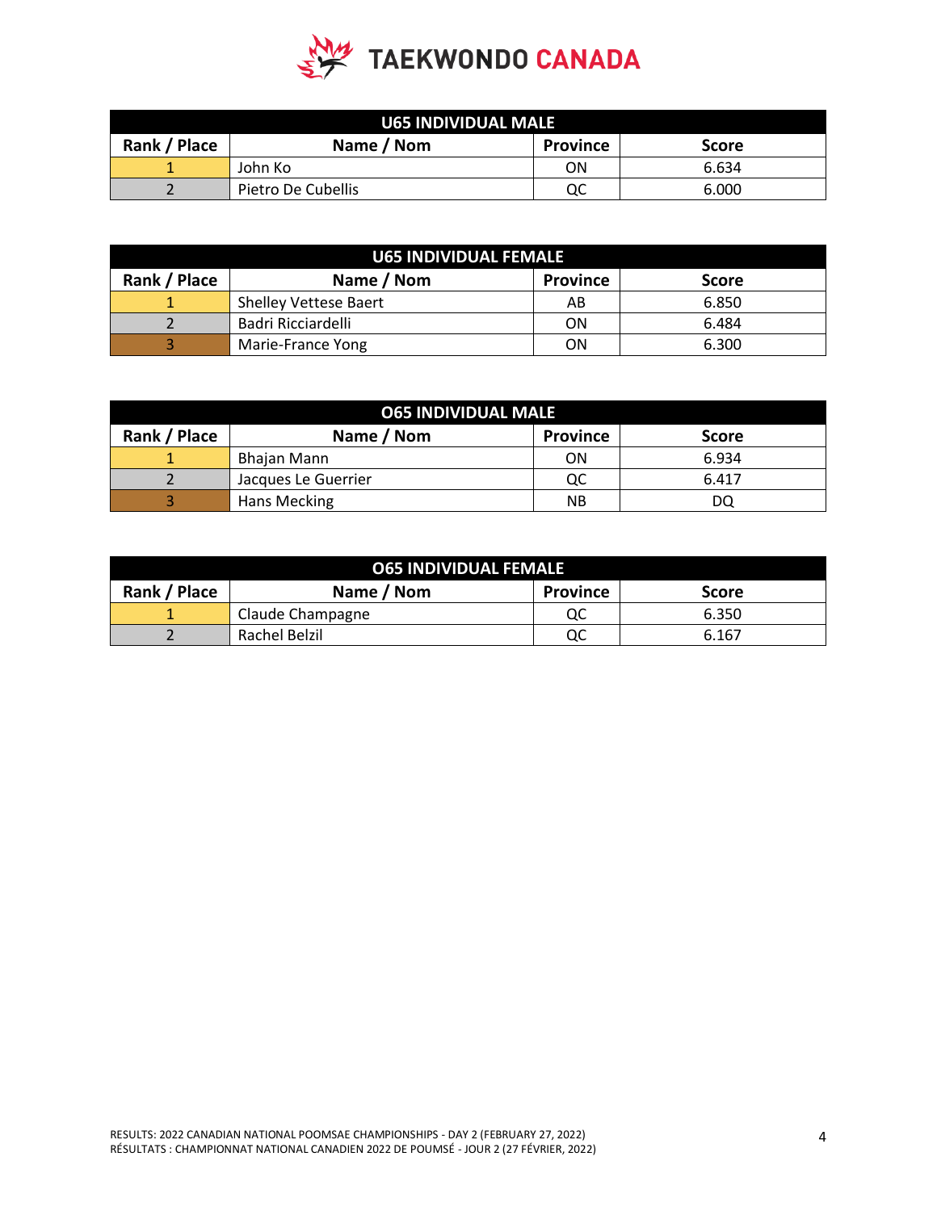TAEKWONDO CANADA

| U65 INDIVIDUAL MALE | | | |
|---|---|---|---|
| Rank / Place | Name / Nom | Province | Score |
| 1 | John Ko | ON | 6.634 |
| 2 | Pietro De Cubellis | QC | 6.000 |

| U65 INDIVIDUAL FEMALE | | | |
|---|---|---|---|
| Rank / Place | Name / Nom | Province | Score |
| 1 | Shelley Vettese Baert | AB | 6.850 |
| 2 | Badri Ricciardelli | ON | 6.484 |
| 3 | Marie-France Yong | ON | 6.300 |

| O65 INDIVIDUAL MALE | | | |
|---|---|---|---|
| Rank / Place | Name / Nom | Province | Score |
| 1 | Bhajan Mann | ON | 6.934 |
| 2 | Jacques Le Guerrier | QC | 6.417 |
| 3 | Hans Mecking | NB | DQ |

| O65 INDIVIDUAL FEMALE | | | |
|---|---|---|---|
| Rank / Place | Name / Nom | Province | Score |
| 1 | Claude Champagne | QC | 6.350 |
| 2 | Rachel Belzil | QC | 6.167 |